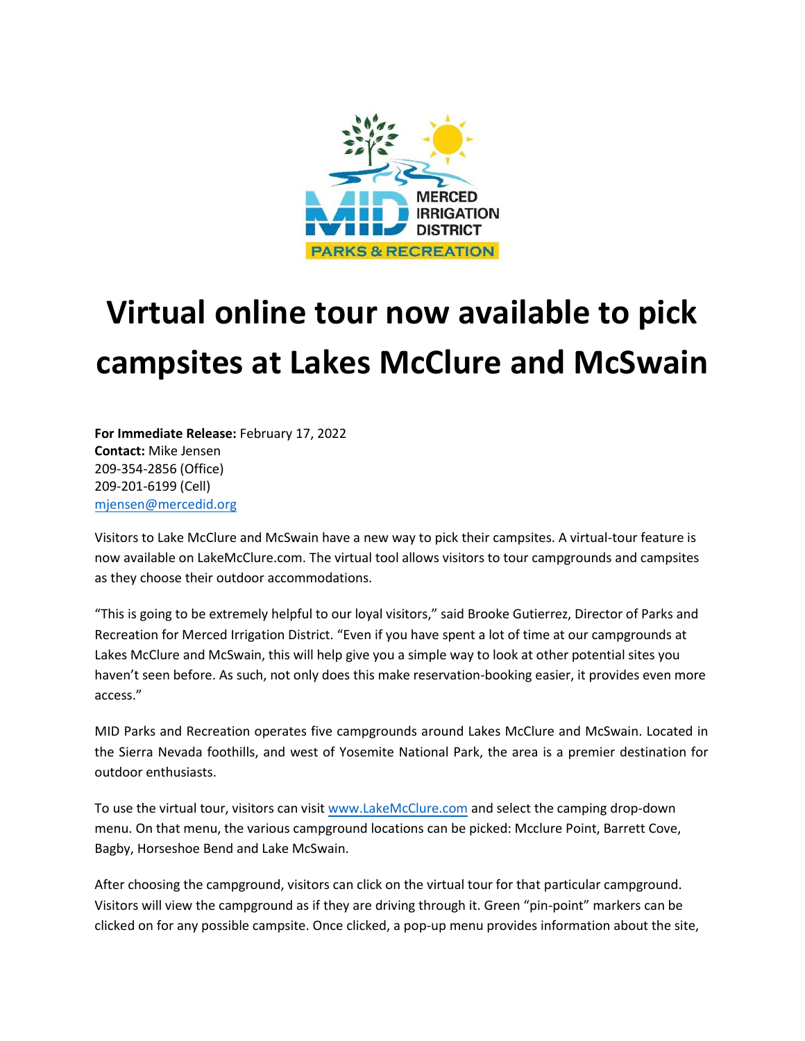MERCED IRRIGATION DISTRICT
PARKS & RECREATION

# Virtual online tour now available to pick campsites at Lakes McClure and McSwain

**For Immediate Release:** February 17, 2022
**Contact:** Mike Jensen
209-354-2856 (Office)
209-201-6199 (Cell)
mjensen@mercedid.org

Visitors to Lake McClure and McSwain have a new way to pick their campsites. A virtual-tour feature is now available on LakeMcClure.com. The virtual tool allows visitors to tour campgrounds and campsites as they choose their outdoor accommodations.

"This is going to be extremely helpful to our loyal visitors," said Brooke Gutierrez, Director of Parks and Recreation for Merced Irrigation District. "Even if you have spent a lot of time at our campgrounds at Lakes McClure and McSwain, this will help give you a simple way to look at other potential sites you haven't seen before. As such, not only does this make reservation-booking easier, it provides even more access."

MID Parks and Recreation operates five campgrounds around Lakes McClure and McSwain. Located in the Sierra Nevada foothills, and west of Yosemite National Park, the area is a premier destination for outdoor enthusiasts.

To use the virtual tour, visitors can visit www.LakeMcClure.com and select the camping drop-down menu. On that menu, the various campground locations can be picked: Mcclure Point, Barrett Cove, Bagby, Horseshoe Bend and Lake McSwain.

After choosing the campground, visitors can click on the virtual tour for that particular campground. Visitors will view the campground as if they are driving through it. Green "pin-point" markers can be clicked on for any possible campsite. Once clicked, a pop-up menu provides information about the site,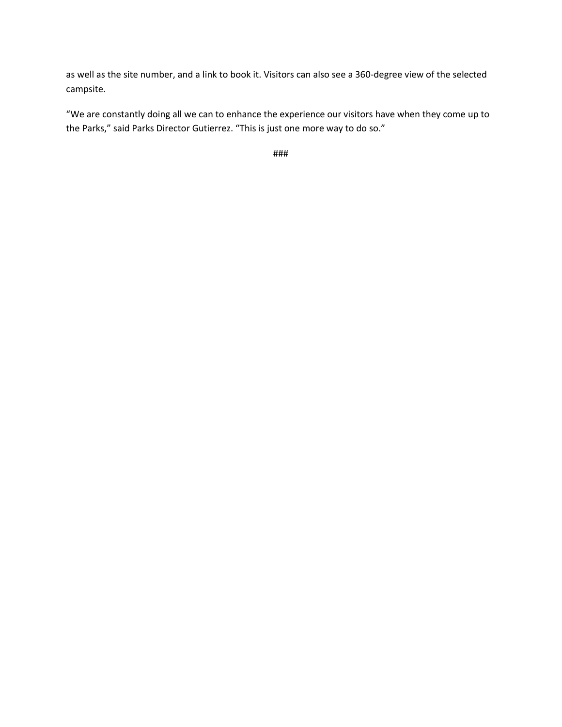as well as the site number, and a link to book it. Visitors can also see a 360-degree view of the selected campsite.

"We are constantly doing all we can to enhance the experience our visitors have when they come up to the Parks," said Parks Director Gutierrez. "This is just one more way to do so."

###